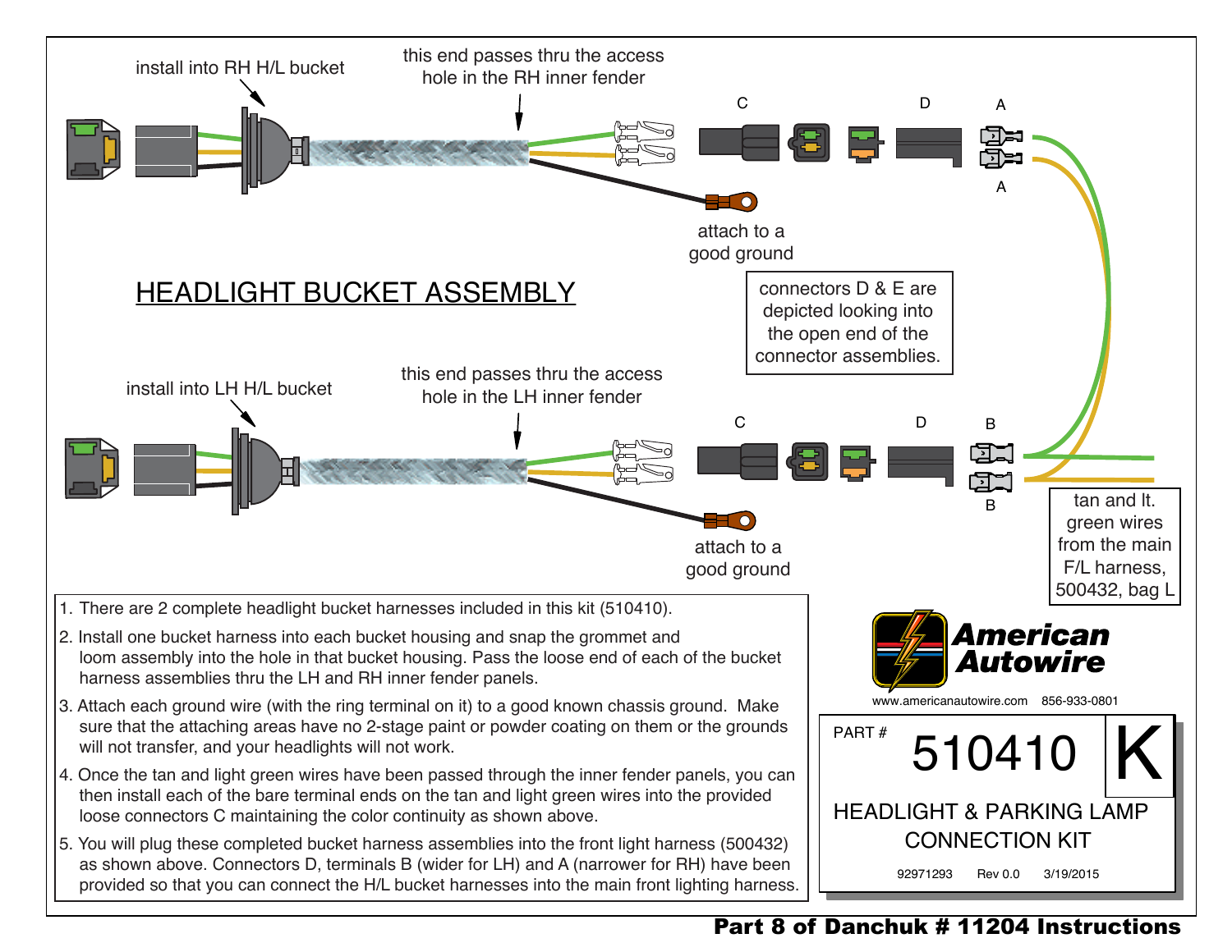## HEADLIGHT BUCKET ASSEMBLY

install into RH H/L bucket

this end passes thru the access hole in the RH inner fender

C D A

A

attach to a good ground

connectors D & E are depicted looking into the open end of the connector assemblies.

install into LH H/L bucket

this end passes thru the access hole in the LH inner fender

C D B

B

attach to a good ground

tan and lt. green wires from the main F/L harness, 500432, bag L

1. There are 2 complete headlight bucket harnesses included in this kit (510410).
2. Install one bucket harness into each bucket housing and snap the grommet and loom assembly into the hole in that bucket housing. Pass the loose end of each of the bucket harness assemblies thru the LH and RH inner fender panels.
3. Attach each ground wire (with the ring terminal on it) to a good known chassis ground. Make sure that the attaching areas have no 2-stage paint or powder coating on them or the grounds will not transfer, and your headlights will not work.
4. Once the tan and light green wires have been passed through the inner fender panels, you can then install each of the bare terminal ends on the tan and light green wires into the provided loose connectors C maintaining the color continuity as shown above.
5. You will plug these completed bucket harness assemblies into the front light harness (500432) as shown above. Connectors D, terminals B (wider for LH) and A (narrower for RH) have been provided so that you can connect the H/L bucket harnesses into the main front lighting harness.

**American Autowire**

www.americanautowire.com 856-933-0801

PART # 510410 K

HEADLIGHT & PARKING LAMP CONNECTION KIT

92971293 Rev 0.0 3/19/2015

**Part 8 of Danchuk # 11204 Instructions**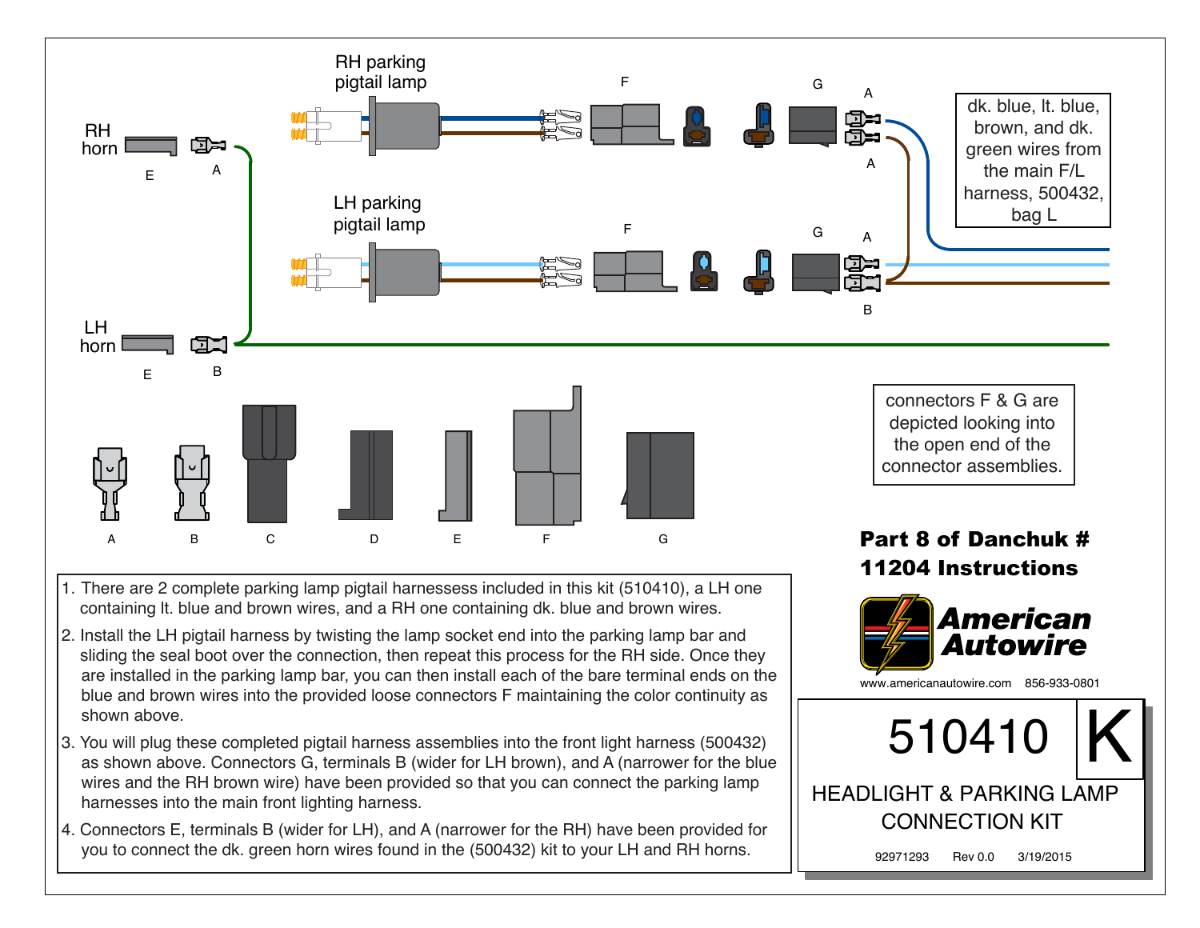RH parking pigtail lamp

LH parking pigtail lamp

RH horn

LH horn

E

A

B

F

G

dk. blue, lt. blue, brown, and dk. green wires from the main F/L harness, 500432, bag L

connectors F & G are depicted looking into the open end of the connector assemblies.

A B C D E F G

1. There are 2 complete parking lamp pigtail harnessess included in this kit (510410), a LH one containing lt. blue and brown wires, and a RH one containing dk. blue and brown wires.
2. Install the LH pigtail harness by twisting the lamp socket end into the parking lamp bar and sliding the seal boot over the connection, then repeat this process for the RH side. Once they are installed in the parking lamp bar, you can then install each of the bare terminal ends on the blue and brown wires into the provided loose connectors F maintaining the color continuity as shown above.
3. You will plug these completed pigtail harness assemblies into the front light harness (500432) as shown above. Connectors G, terminals B (wider for LH brown), and A (narrower for the blue wires and the RH brown wire) have been provided so that you can connect the parking lamp harnesses into the main front lighting harness.
4. Connectors E, terminals B (wider for LH), and A (narrower for the RH) have been provided for you to connect the dk. green horn wires found in the (500432) kit to your LH and RH horns.

**Part 8 of Danchuk # 11204 Instructions**

**American Autowire**

www.americanautowire.com 856-933-0801

# 510410 K

HEADLIGHT & PARKING LAMP CONNECTION KIT

92971293 Rev 0.0 3/19/2015